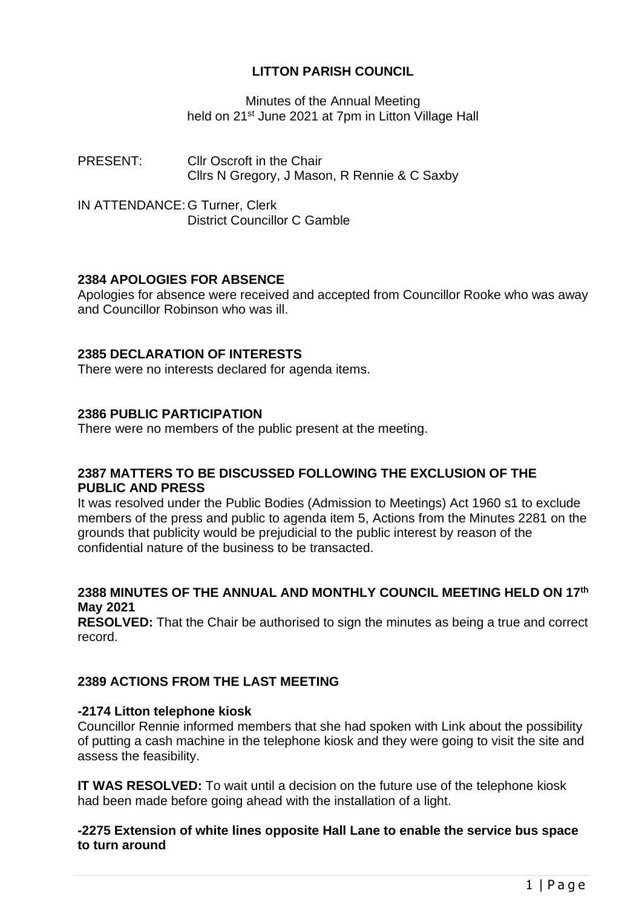# LITTON PARISH COUNCIL

Minutes of the Annual Meeting
held on 21st June 2021 at 7pm in Litton Village Hall

PRESENT: Cllr Oscroft in the Chair
Cllrs N Gregory, J Mason, R Rennie & C Saxby

IN ATTENDANCE: G Turner, Clerk
District Councillor C Gamble

### 2384 APOLOGIES FOR ABSENCE

Apologies for absence were received and accepted from Councillor Rooke who was away and Councillor Robinson who was ill.

### 2385 DECLARATION OF INTERESTS

There were no interests declared for agenda items.

### 2386 PUBLIC PARTICIPATION

There were no members of the public present at the meeting.

### 2387 MATTERS TO BE DISCUSSED FOLLOWING THE EXCLUSION OF THE PUBLIC AND PRESS

It was resolved under the Public Bodies (Admission to Meetings) Act 1960 s1 to exclude members of the press and public to agenda item 5, Actions from the Minutes 2281 on the grounds that publicity would be prejudicial to the public interest by reason of the confidential nature of the business to be transacted.

### 2388 MINUTES OF THE ANNUAL AND MONTHLY COUNCIL MEETING HELD ON 17th May 2021

**RESOLVED:** That the Chair be authorised to sign the minutes as being a true and correct record.

### 2389 ACTIONS FROM THE LAST MEETING

**-2174 Litton telephone kiosk**

Councillor Rennie informed members that she had spoken with Link about the possibility of putting a cash machine in the telephone kiosk and they were going to visit the site and assess the feasibility.

**IT WAS RESOLVED:** To wait until a decision on the future use of the telephone kiosk had been made before going ahead with the installation of a light.

**-2275 Extension of white lines opposite Hall Lane to enable the service bus space to turn around**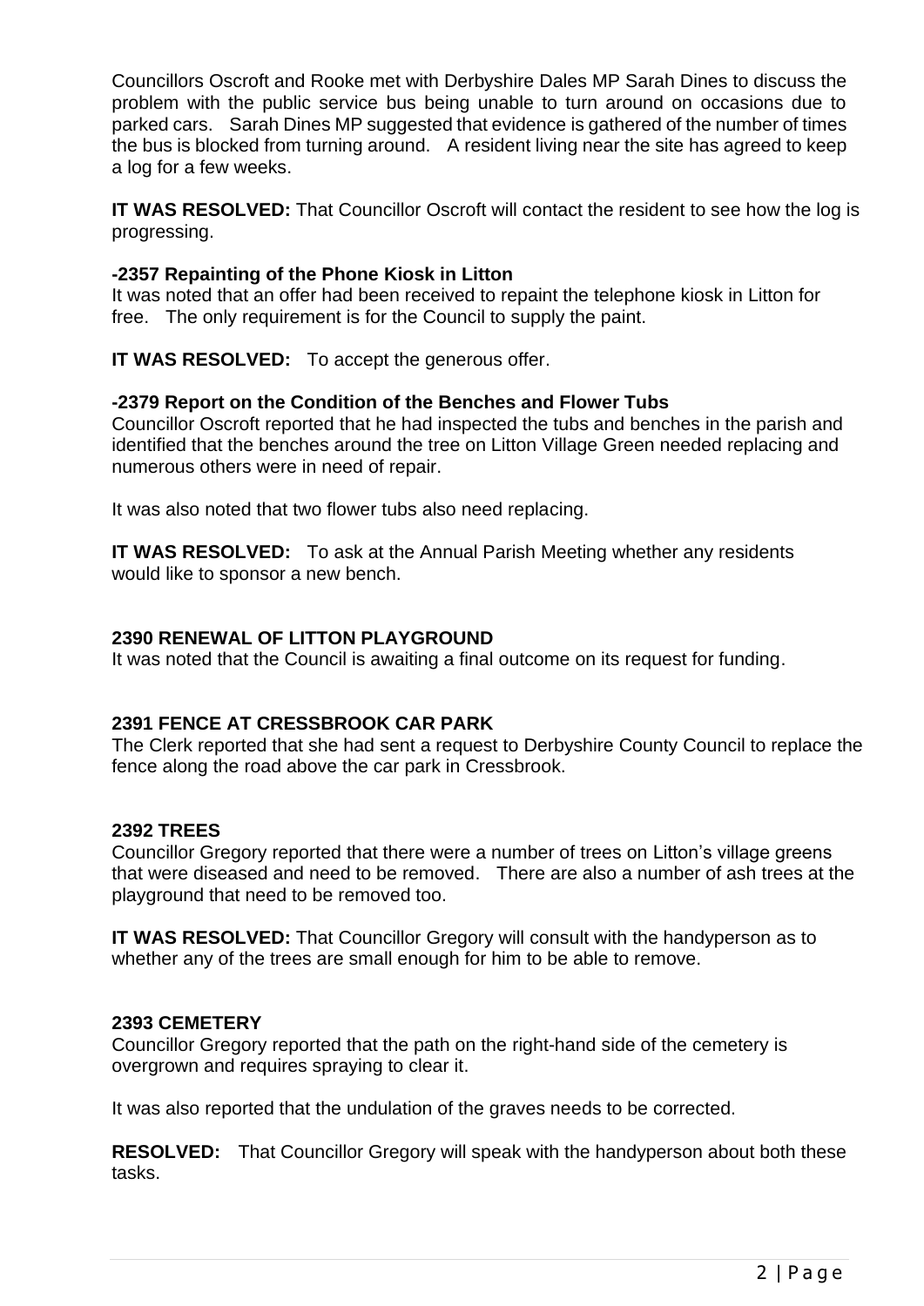Councillors Oscroft and Rooke met with Derbyshire Dales MP Sarah Dines to discuss the problem with the public service bus being unable to turn around on occasions due to parked cars. Sarah Dines MP suggested that evidence is gathered of the number of times the bus is blocked from turning around. A resident living near the site has agreed to keep a log for a few weeks.

**IT WAS RESOLVED:** That Councillor Oscroft will contact the resident to see how the log is progressing.

**-2357 Repainting of the Phone Kiosk in Litton**

It was noted that an offer had been received to repaint the telephone kiosk in Litton for free. The only requirement is for the Council to supply the paint.

**IT WAS RESOLVED:** To accept the generous offer.

**-2379 Report on the Condition of the Benches and Flower Tubs**

Councillor Oscroft reported that he had inspected the tubs and benches in the parish and identified that the benches around the tree on Litton Village Green needed replacing and numerous others were in need of repair.

It was also noted that two flower tubs also need replacing.

**IT WAS RESOLVED:** To ask at the Annual Parish Meeting whether any residents would like to sponsor a new bench.

**2390 RENEWAL OF LITTON PLAYGROUND**

It was noted that the Council is awaiting a final outcome on its request for funding.

**2391 FENCE AT CRESSBROOK CAR PARK**

The Clerk reported that she had sent a request to Derbyshire County Council to replace the fence along the road above the car park in Cressbrook.

**2392 TREES**

Councillor Gregory reported that there were a number of trees on Litton's village greens that were diseased and need to be removed. There are also a number of ash trees at the playground that need to be removed too.

**IT WAS RESOLVED:** That Councillor Gregory will consult with the handyperson as to whether any of the trees are small enough for him to be able to remove.

**2393 CEMETERY**

Councillor Gregory reported that the path on the right-hand side of the cemetery is overgrown and requires spraying to clear it.

It was also reported that the undulation of the graves needs to be corrected.

**RESOLVED:** That Councillor Gregory will speak with the handyperson about both these tasks.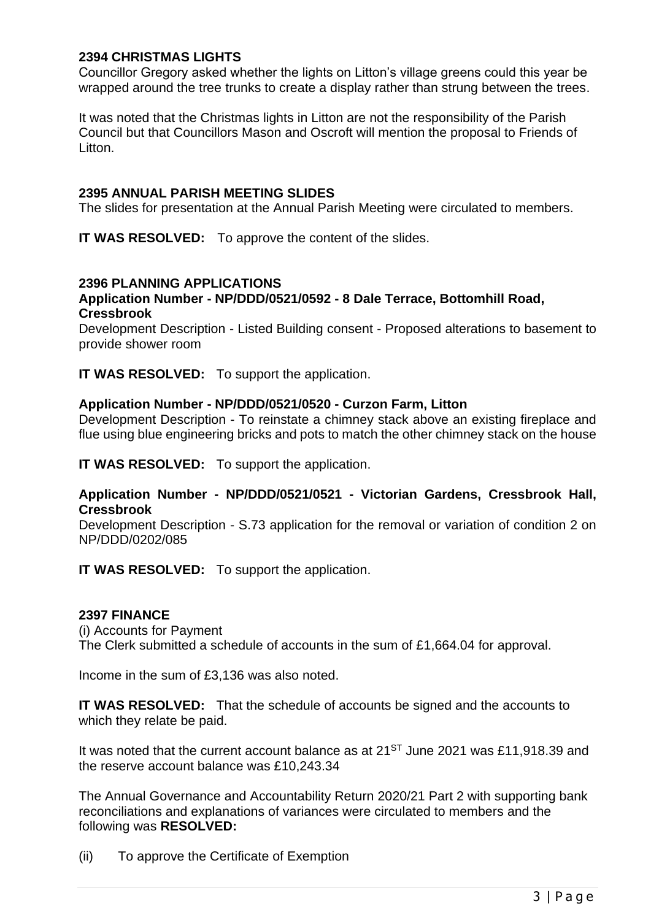**2394 CHRISTMAS LIGHTS**

Councillor Gregory asked whether the lights on Litton's village greens could this year be wrapped around the tree trunks to create a display rather than strung between the trees.

It was noted that the Christmas lights in Litton are not the responsibility of the Parish Council but that Councillors Mason and Oscroft will mention the proposal to Friends of Litton.

**2395 ANNUAL PARISH MEETING SLIDES**

The slides for presentation at the Annual Parish Meeting were circulated to members.

**IT WAS RESOLVED:** To approve the content of the slides.

**2396 PLANNING APPLICATIONS**

**Application Number - NP/DDD/0521/0592 - 8 Dale Terrace, Bottomhill Road, Cressbrook**

Development Description - Listed Building consent - Proposed alterations to basement to provide shower room

**IT WAS RESOLVED:** To support the application.

**Application Number - NP/DDD/0521/0520 - Curzon Farm, Litton**

Development Description - To reinstate a chimney stack above an existing fireplace and flue using blue engineering bricks and pots to match the other chimney stack on the house

**IT WAS RESOLVED:** To support the application.

**Application Number - NP/DDD/0521/0521 - Victorian Gardens, Cressbrook Hall, Cressbrook**

Development Description - S.73 application for the removal or variation of condition 2 on NP/DDD/0202/085

**IT WAS RESOLVED:** To support the application.

**2397 FINANCE**

(i) Accounts for Payment

The Clerk submitted a schedule of accounts in the sum of £1,664.04 for approval.

Income in the sum of £3,136 was also noted.

**IT WAS RESOLVED:** That the schedule of accounts be signed and the accounts to which they relate be paid.

It was noted that the current account balance as at 21ST June 2021 was £11,918.39 and the reserve account balance was £10,243.34

The Annual Governance and Accountability Return 2020/21 Part 2 with supporting bank reconciliations and explanations of variances were circulated to members and the following was **RESOLVED:**

(ii) To approve the Certificate of Exemption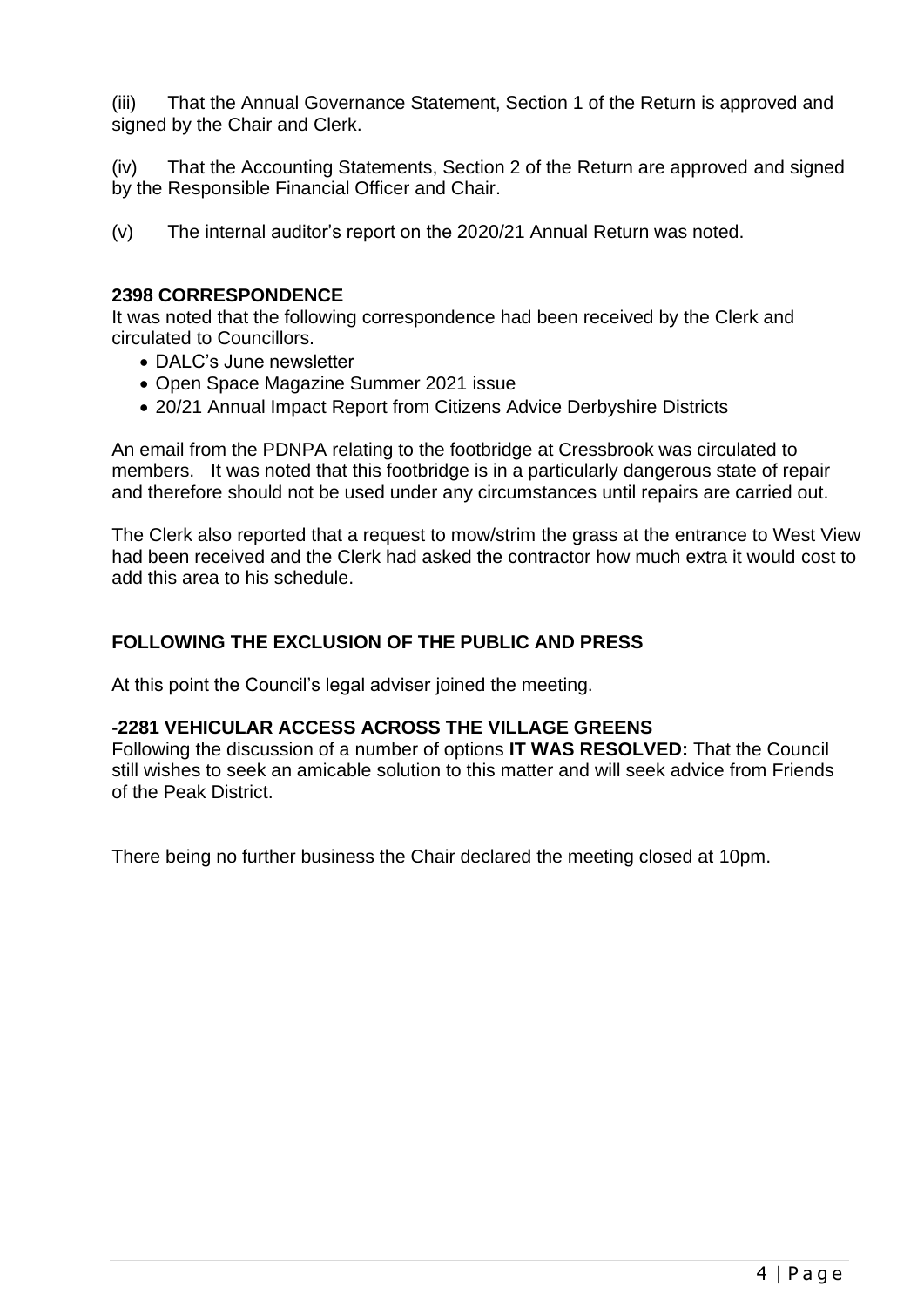(iii) That the Annual Governance Statement, Section 1 of the Return is approved and signed by the Chair and Clerk.

(iv) That the Accounting Statements, Section 2 of the Return are approved and signed by the Responsible Financial Officer and Chair.

(v) The internal auditor's report on the 2020/21 Annual Return was noted.

**2398 CORRESPONDENCE**

It was noted that the following correspondence had been received by the Clerk and circulated to Councillors.

- DALC's June newsletter
- Open Space Magazine Summer 2021 issue
- 20/21 Annual Impact Report from Citizens Advice Derbyshire Districts

An email from the PDNPA relating to the footbridge at Cressbrook was circulated to members. It was noted that this footbridge is in a particularly dangerous state of repair and therefore should not be used under any circumstances until repairs are carried out.

The Clerk also reported that a request to mow/strim the grass at the entrance to West View had been received and the Clerk had asked the contractor how much extra it would cost to add this area to his schedule.

**FOLLOWING THE EXCLUSION OF THE PUBLIC AND PRESS**

At this point the Council's legal adviser joined the meeting.

**-2281 VEHICULAR ACCESS ACROSS THE VILLAGE GREENS**

Following the discussion of a number of options **IT WAS RESOLVED:** That the Council still wishes to seek an amicable solution to this matter and will seek advice from Friends of the Peak District.

There being no further business the Chair declared the meeting closed at 10pm.